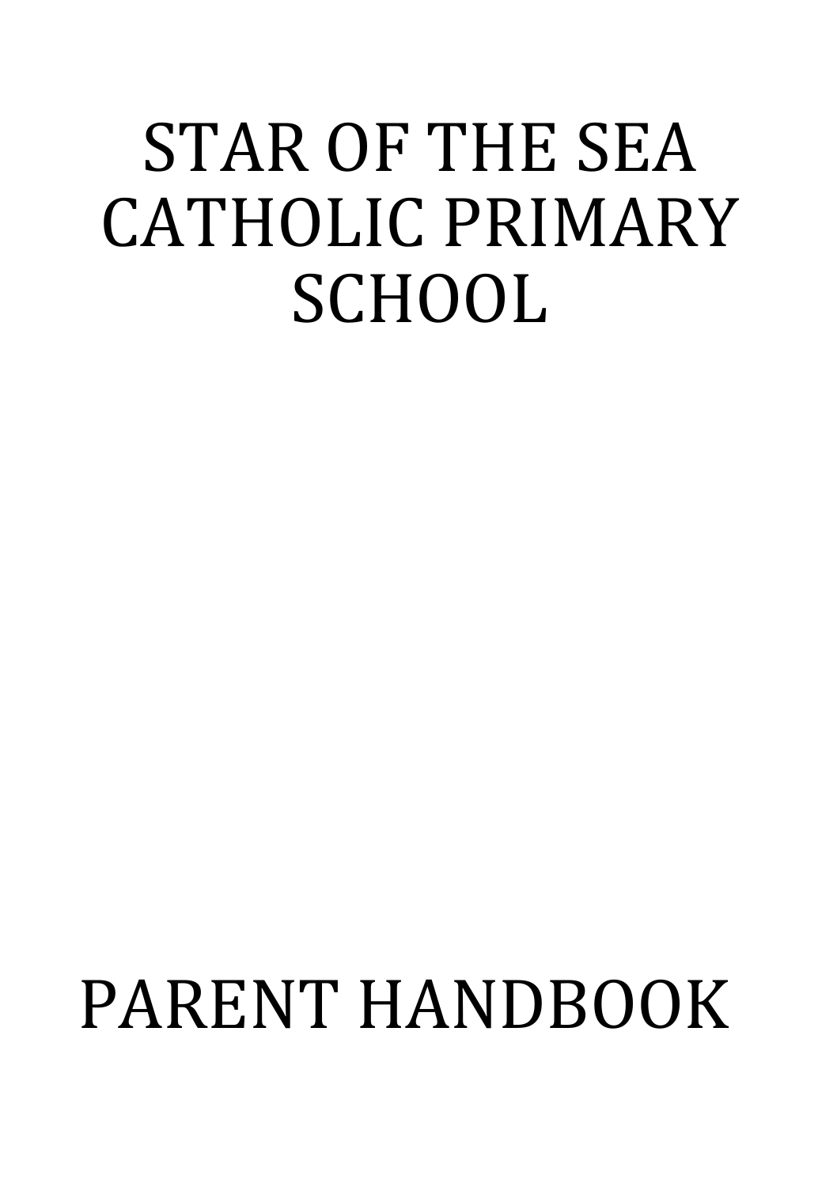# STAR OF THE SEA CATHOLIC PRIMARY SCHOOL

# PARENT HANDBOOK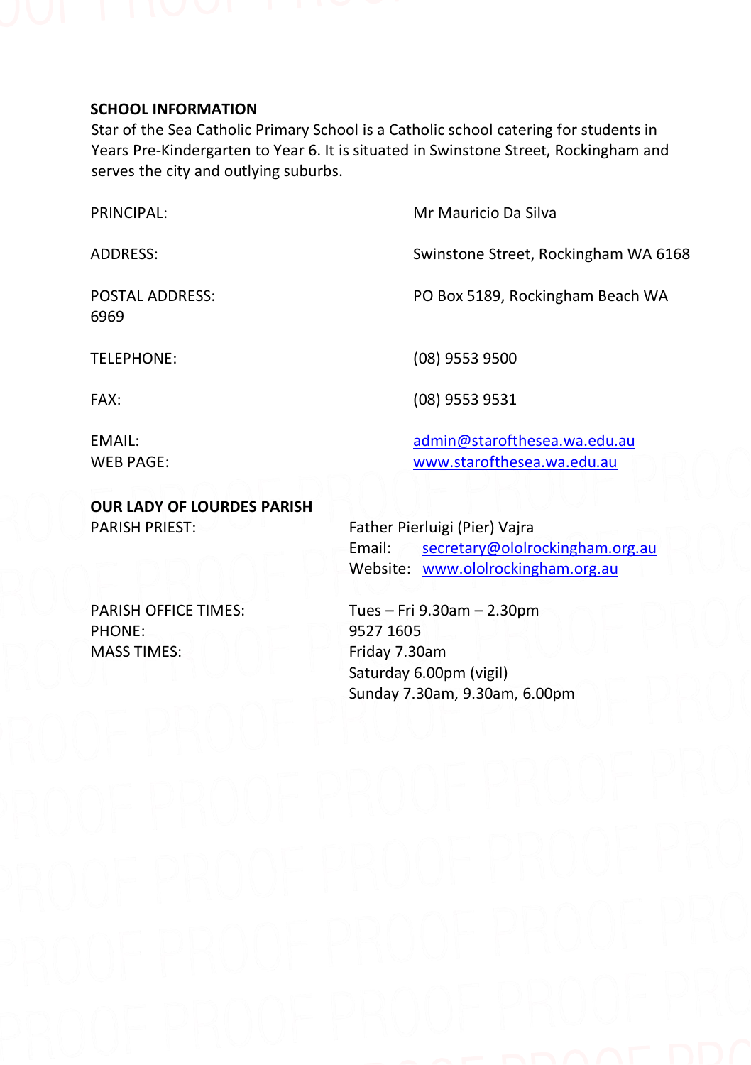## SCHOOL INFORMATION

Star of the Sea Catholic Primary School is a Catholic school catering for students in Years Pre-Kindergarten to Year 6. It is situated in Swinstone Street, Rockingham and serves the city and outlying suburbs.

| | |
|---|---|
| PRINCIPAL: | Mr Mauricio Da Silva |
| ADDRESS: | Swinstone Street, Rockingham WA 6168 |
| POSTAL ADDRESS: | PO Box 5189, Rockingham Beach WA 6969 |
| TELEPHONE: | (08) 9553 9500 |
| FAX: | (08) 9553 9531 |
| EMAIL: | admin@starofthesea.wa.edu.au |
| WEB PAGE: | www.starofthesea.wa.edu.au |

## OUR LADY OF LOURDES PARISH

| | |
|---|---|
| PARISH PRIEST: | Father Pierluigi (Pier) Vajra<br>Email: secretary@ololrockingham.org.au<br>Website: www.ololrockingham.org.au |
| PARISH OFFICE TIMES: | Tues – Fri 9.30am – 2.30pm |
| PHONE: | 9527 1605 |
| MASS TIMES: | Friday 7.30am<br>Saturday 6.00pm (vigil)<br>Sunday 7.30am, 9.30am, 6.00pm |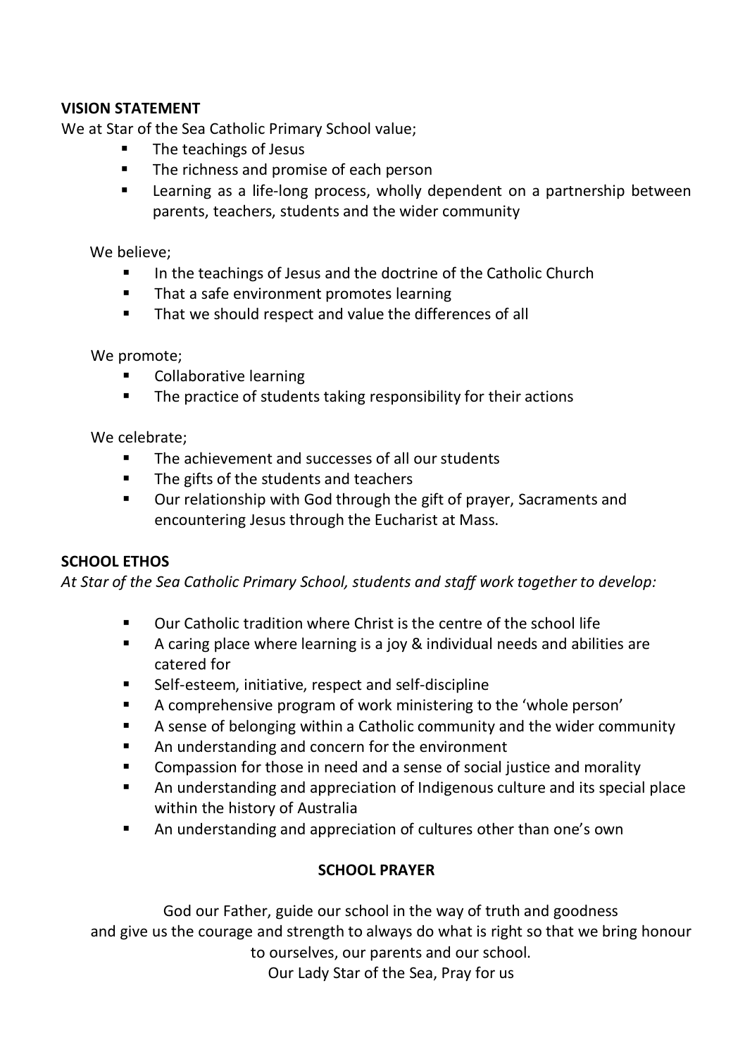## VISION STATEMENT

We at Star of the Sea Catholic Primary School value;

- The teachings of Jesus
- The richness and promise of each person
- Learning as a life-long process, wholly dependent on a partnership between parents, teachers, students and the wider community

We believe;

- In the teachings of Jesus and the doctrine of the Catholic Church
- That a safe environment promotes learning
- That we should respect and value the differences of all

We promote;

- Collaborative learning
- The practice of students taking responsibility for their actions

We celebrate;

- The achievement and successes of all our students
- The gifts of the students and teachers
- Our relationship with God through the gift of prayer, Sacraments and encountering Jesus through the Eucharist at Mass.

## SCHOOL ETHOS

*At Star of the Sea Catholic Primary School, students and staff work together to develop:*

- Our Catholic tradition where Christ is the centre of the school life
- A caring place where learning is a joy & individual needs and abilities are catered for
- Self-esteem, initiative, respect and self-discipline
- A comprehensive program of work ministering to the 'whole person'
- A sense of belonging within a Catholic community and the wider community
- An understanding and concern for the environment
- Compassion for those in need and a sense of social justice and morality
- An understanding and appreciation of Indigenous culture and its special place within the history of Australia
- An understanding and appreciation of cultures other than one's own

## SCHOOL PRAYER

God our Father, guide our school in the way of truth and goodness
and give us the courage and strength to always do what is right so that we bring honour to ourselves, our parents and our school.
Our Lady Star of the Sea, Pray for us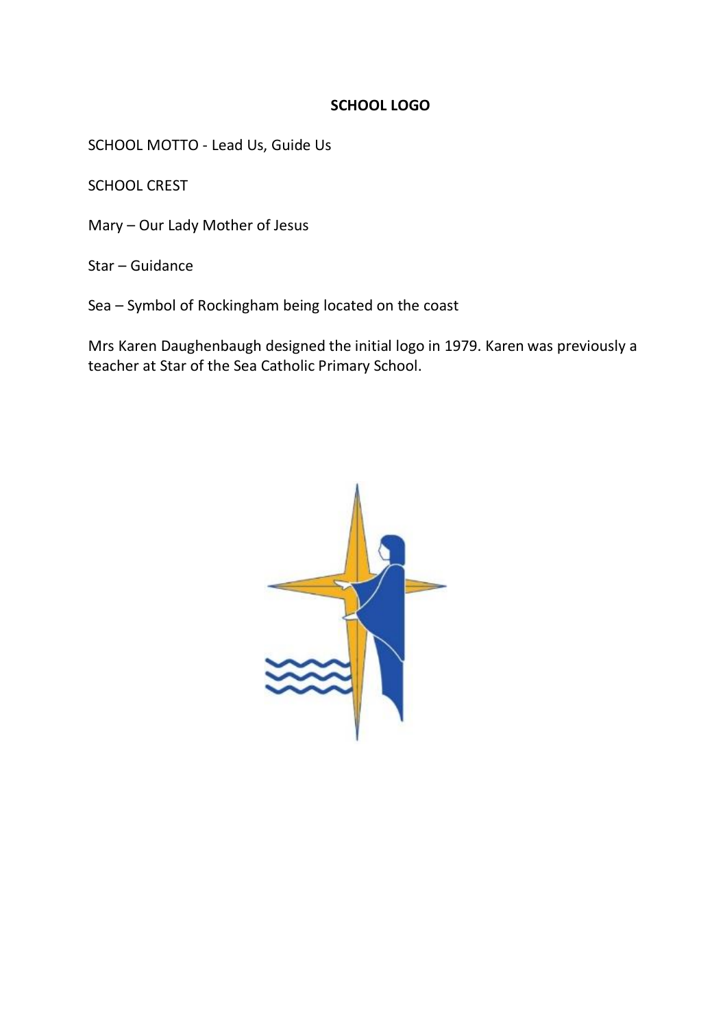## SCHOOL LOGO

SCHOOL MOTTO - Lead Us, Guide Us

SCHOOL CREST

Mary – Our Lady Mother of Jesus

Star – Guidance

Sea – Symbol of Rockingham being located on the coast

Mrs Karen Daughenbaugh designed the initial logo in 1979. Karen was previously a teacher at Star of the Sea Catholic Primary School.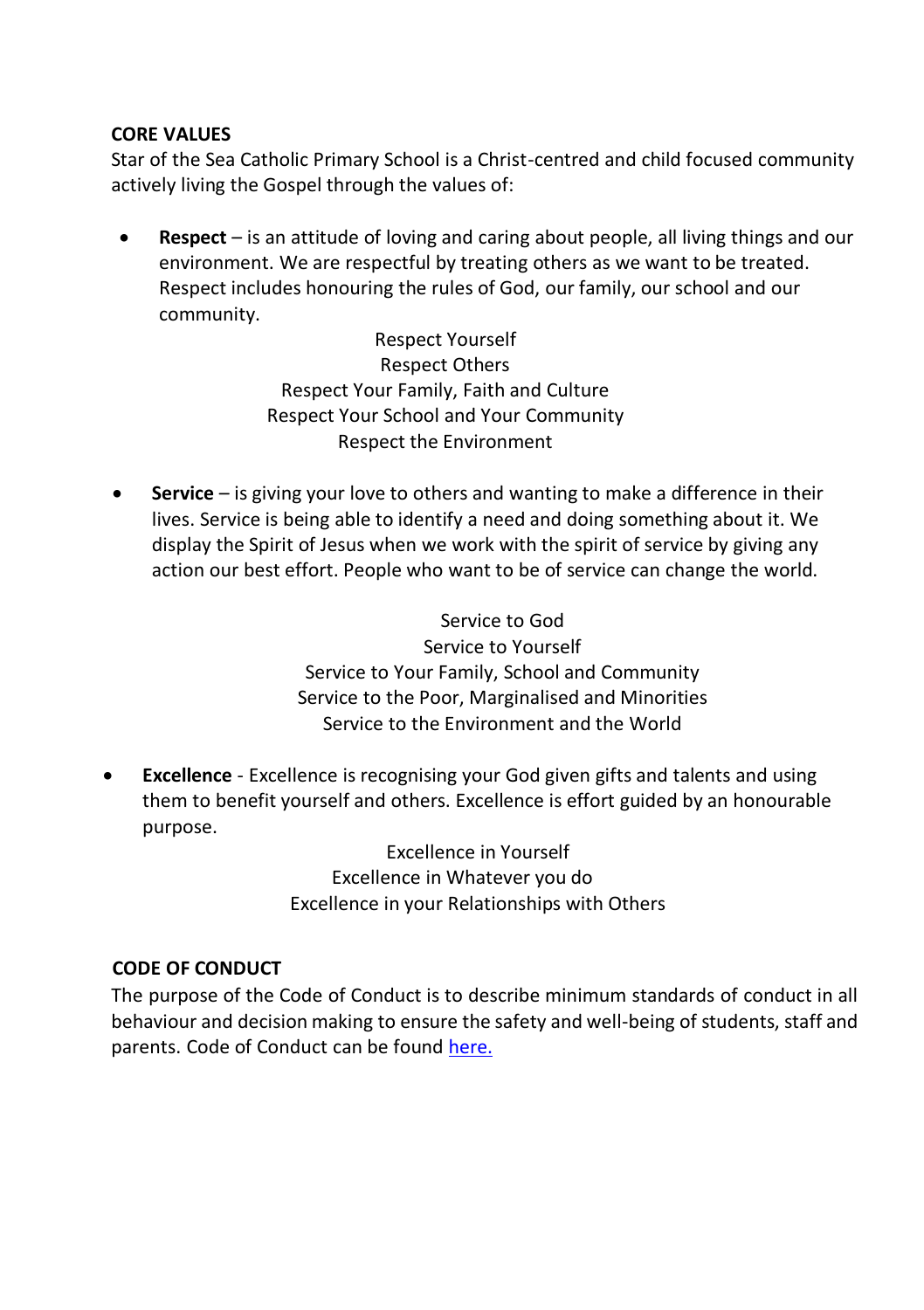## CORE VALUES

Star of the Sea Catholic Primary School is a Christ-centred and child focused community actively living the Gospel through the values of:

- **Respect** – is an attitude of loving and caring about people, all living things and our environment. We are respectful by treating others as we want to be treated. Respect includes honouring the rules of God, our family, our school and our community.

  Respect Yourself
  Respect Others
  Respect Your Family, Faith and Culture
  Respect Your School and Your Community
  Respect the Environment

- **Service** – is giving your love to others and wanting to make a difference in their lives. Service is being able to identify a need and doing something about it. We display the Spirit of Jesus when we work with the spirit of service by giving any action our best effort. People who want to be of service can change the world.

  Service to God
  Service to Yourself
  Service to Your Family, School and Community
  Service to the Poor, Marginalised and Minorities
  Service to the Environment and the World

- **Excellence** - Excellence is recognising your God given gifts and talents and using them to benefit yourself and others. Excellence is effort guided by an honourable purpose.

  Excellence in Yourself
  Excellence in Whatever you do
  Excellence in your Relationships with Others

## CODE OF CONDUCT

The purpose of the Code of Conduct is to describe minimum standards of conduct in all behaviour and decision making to ensure the safety and well-being of students, staff and parents. Code of Conduct can be found here.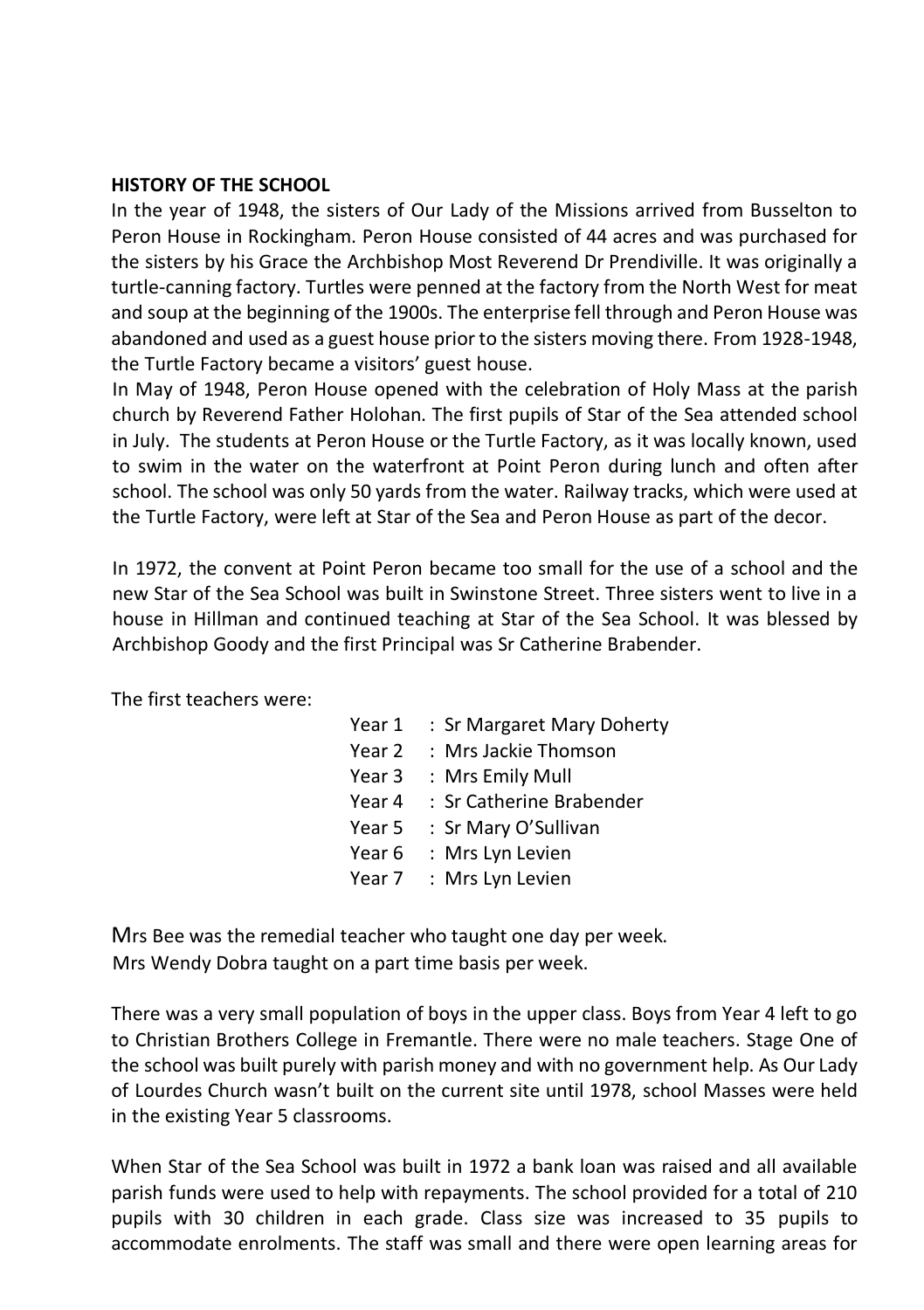**HISTORY OF THE SCHOOL**

In the year of 1948, the sisters of Our Lady of the Missions arrived from Busselton to Peron House in Rockingham. Peron House consisted of 44 acres and was purchased for the sisters by his Grace the Archbishop Most Reverend Dr Prendiville. It was originally a turtle-canning factory. Turtles were penned at the factory from the North West for meat and soup at the beginning of the 1900s. The enterprise fell through and Peron House was abandoned and used as a guest house prior to the sisters moving there. From 1928-1948, the Turtle Factory became a visitors' guest house.

In May of 1948, Peron House opened with the celebration of Holy Mass at the parish church by Reverend Father Holohan. The first pupils of Star of the Sea attended school in July. The students at Peron House or the Turtle Factory, as it was locally known, used to swim in the water on the waterfront at Point Peron during lunch and often after school. The school was only 50 yards from the water. Railway tracks, which were used at the Turtle Factory, were left at Star of the Sea and Peron House as part of the decor.

In 1972, the convent at Point Peron became too small for the use of a school and the new Star of the Sea School was built in Swinstone Street. Three sisters went to live in a house in Hillman and continued teaching at Star of the Sea School. It was blessed by Archbishop Goody and the first Principal was Sr Catherine Brabender.

The first teachers were:

Year 1 : Sr Margaret Mary Doherty
Year 2 : Mrs Jackie Thomson
Year 3 : Mrs Emily Mull
Year 4 : Sr Catherine Brabender
Year 5 : Sr Mary O'Sullivan
Year 6 : Mrs Lyn Levien
Year 7 : Mrs Lyn Levien

Mrs Bee was the remedial teacher who taught one day per week.
Mrs Wendy Dobra taught on a part time basis per week.

There was a very small population of boys in the upper class. Boys from Year 4 left to go to Christian Brothers College in Fremantle. There were no male teachers. Stage One of the school was built purely with parish money and with no government help. As Our Lady of Lourdes Church wasn't built on the current site until 1978, school Masses were held in the existing Year 5 classrooms.

When Star of the Sea School was built in 1972 a bank loan was raised and all available parish funds were used to help with repayments. The school provided for a total of 210 pupils with 30 children in each grade. Class size was increased to 35 pupils to accommodate enrolments. The staff was small and there were open learning areas for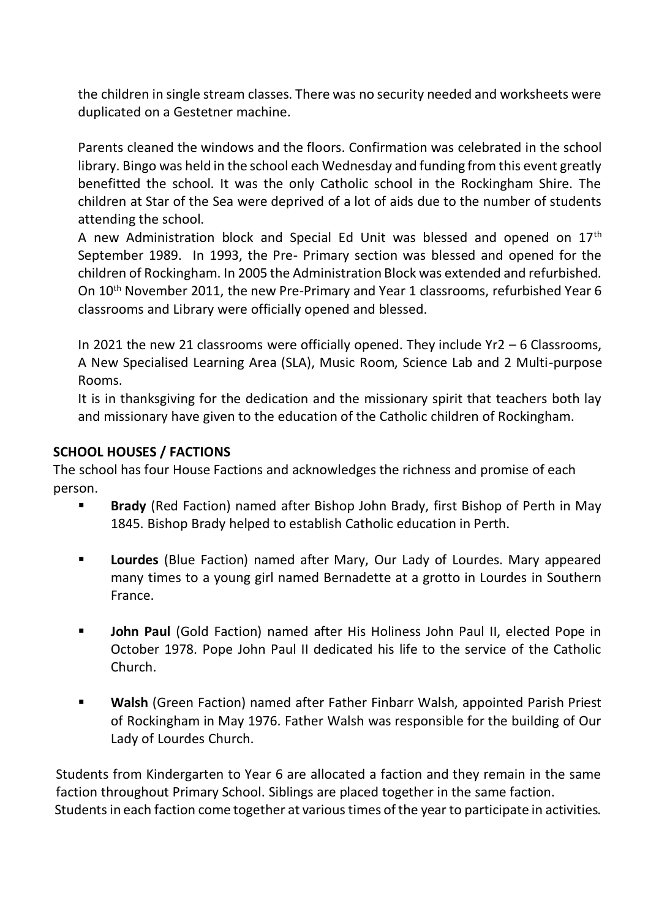the children in single stream classes. There was no security needed and worksheets were duplicated on a Gestetner machine.

Parents cleaned the windows and the floors. Confirmation was celebrated in the school library. Bingo was held in the school each Wednesday and funding from this event greatly benefitted the school. It was the only Catholic school in the Rockingham Shire. The children at Star of the Sea were deprived of a lot of aids due to the number of students attending the school.
A new Administration block and Special Ed Unit was blessed and opened on 17th September 1989. In 1993, the Pre- Primary section was blessed and opened for the children of Rockingham. In 2005 the Administration Block was extended and refurbished. On 10th November 2011, the new Pre-Primary and Year 1 classrooms, refurbished Year 6 classrooms and Library were officially opened and blessed.

In 2021 the new 21 classrooms were officially opened. They include Yr2 – 6 Classrooms, A New Specialised Learning Area (SLA), Music Room, Science Lab and 2 Multi-purpose Rooms.
It is in thanksgiving for the dedication and the missionary spirit that teachers both lay and missionary have given to the education of the Catholic children of Rockingham.

## SCHOOL HOUSES / FACTIONS

The school has four House Factions and acknowledges the richness and promise of each person.

- **Brady** (Red Faction) named after Bishop John Brady, first Bishop of Perth in May 1845. Bishop Brady helped to establish Catholic education in Perth.
- **Lourdes** (Blue Faction) named after Mary, Our Lady of Lourdes. Mary appeared many times to a young girl named Bernadette at a grotto in Lourdes in Southern France.
- **John Paul** (Gold Faction) named after His Holiness John Paul II, elected Pope in October 1978. Pope John Paul II dedicated his life to the service of the Catholic Church.
- **Walsh** (Green Faction) named after Father Finbarr Walsh, appointed Parish Priest of Rockingham in May 1976. Father Walsh was responsible for the building of Our Lady of Lourdes Church.

Students from Kindergarten to Year 6 are allocated a faction and they remain in the same faction throughout Primary School. Siblings are placed together in the same faction.
Students in each faction come together at various times of the year to participate in activities.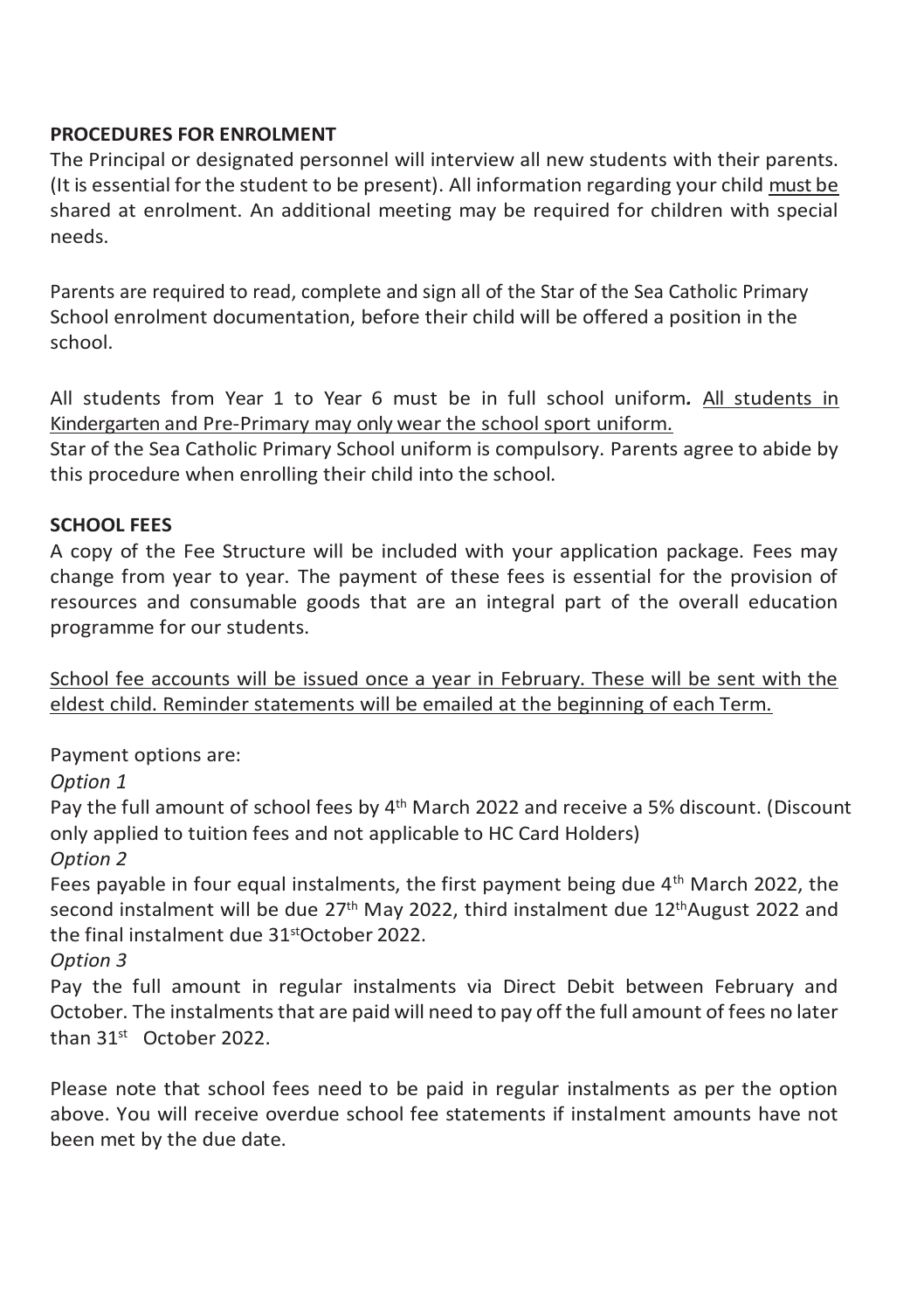**PROCEDURES FOR ENROLMENT**

The Principal or designated personnel will interview all new students with their parents. (It is essential for the student to be present). All information regarding your child must be shared at enrolment. An additional meeting may be required for children with special needs.

Parents are required to read, complete and sign all of the Star of the Sea Catholic Primary School enrolment documentation, before their child will be offered a position in the school.

All students from Year 1 to Year 6 must be in full school uniform. All students in Kindergarten and Pre-Primary may only wear the school sport uniform.
Star of the Sea Catholic Primary School uniform is compulsory. Parents agree to abide by this procedure when enrolling their child into the school.

**SCHOOL FEES**

A copy of the Fee Structure will be included with your application package. Fees may change from year to year. The payment of these fees is essential for the provision of resources and consumable goods that are an integral part of the overall education programme for our students.

School fee accounts will be issued once a year in February. These will be sent with the eldest child. Reminder statements will be emailed at the beginning of each Term.

Payment options are:

*Option 1*

Pay the full amount of school fees by 4th March 2022 and receive a 5% discount. (Discount only applied to tuition fees and not applicable to HC Card Holders)

*Option 2*

Fees payable in four equal instalments, the first payment being due 4th March 2022, the second instalment will be due 27th May 2022, third instalment due 12th August 2022 and the final instalment due 31st October 2022.

*Option 3*

Pay the full amount in regular instalments via Direct Debit between February and October. The instalments that are paid will need to pay off the full amount of fees no later than 31st October 2022.

Please note that school fees need to be paid in regular instalments as per the option above. You will receive overdue school fee statements if instalment amounts have not been met by the due date.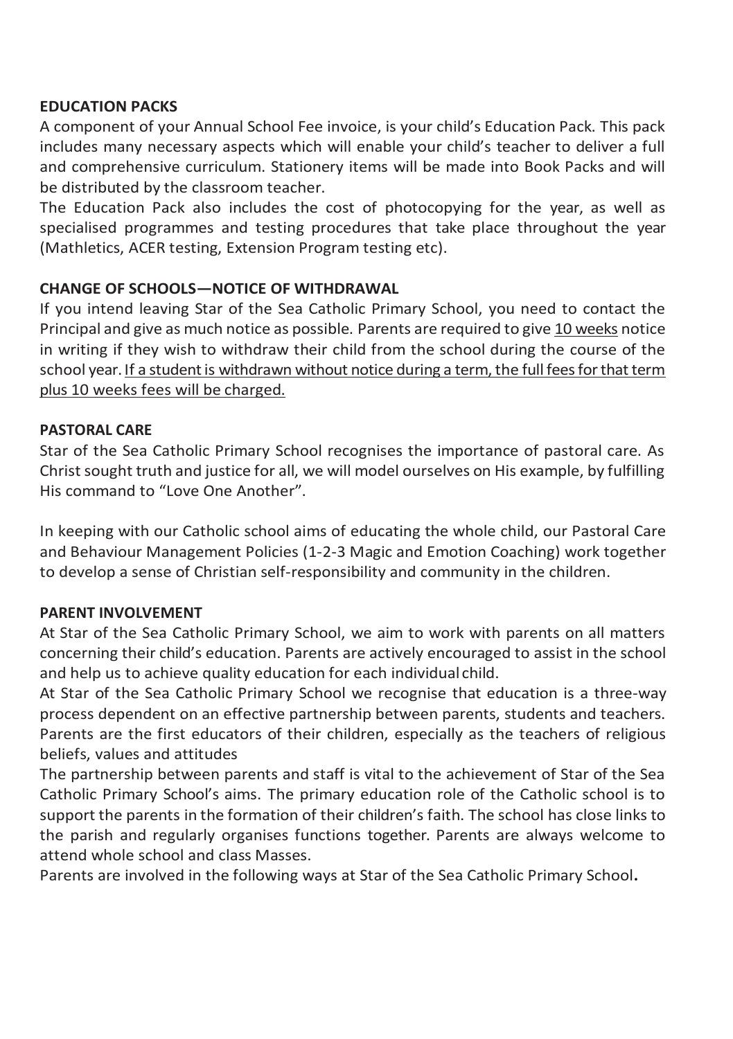## EDUCATION PACKS

A component of your Annual School Fee invoice, is your child's Education Pack. This pack includes many necessary aspects which will enable your child's teacher to deliver a full and comprehensive curriculum. Stationery items will be made into Book Packs and will be distributed by the classroom teacher.

The Education Pack also includes the cost of photocopying for the year, as well as specialised programmes and testing procedures that take place throughout the year (Mathletics, ACER testing, Extension Program testing etc).

## CHANGE OF SCHOOLS—NOTICE OF WITHDRAWAL

If you intend leaving Star of the Sea Catholic Primary School, you need to contact the Principal and give as much notice as possible. Parents are required to give <u>10 weeks</u> notice in writing if they wish to withdraw their child from the school during the course of the school year. <u>If a student is withdrawn without notice during a term, the full fees for that term plus 10 weeks fees will be charged.</u>

## PASTORAL CARE

Star of the Sea Catholic Primary School recognises the importance of pastoral care. As Christ sought truth and justice for all, we will model ourselves on His example, by fulfilling His command to "Love One Another".

In keeping with our Catholic school aims of educating the whole child, our Pastoral Care and Behaviour Management Policies (1-2-3 Magic and Emotion Coaching) work together to develop a sense of Christian self-responsibility and community in the children.

## PARENT INVOLVEMENT

At Star of the Sea Catholic Primary School, we aim to work with parents on all matters concerning their child's education. Parents are actively encouraged to assist in the school and help us to achieve quality education for each individual child.

At Star of the Sea Catholic Primary School we recognise that education is a three-way process dependent on an effective partnership between parents, students and teachers. Parents are the first educators of their children, especially as the teachers of religious beliefs, values and attitudes

The partnership between parents and staff is vital to the achievement of Star of the Sea Catholic Primary School's aims. The primary education role of the Catholic school is to support the parents in the formation of their children's faith. The school has close links to the parish and regularly organises functions together. Parents are always welcome to attend whole school and class Masses.

Parents are involved in the following ways at Star of the Sea Catholic Primary School**.**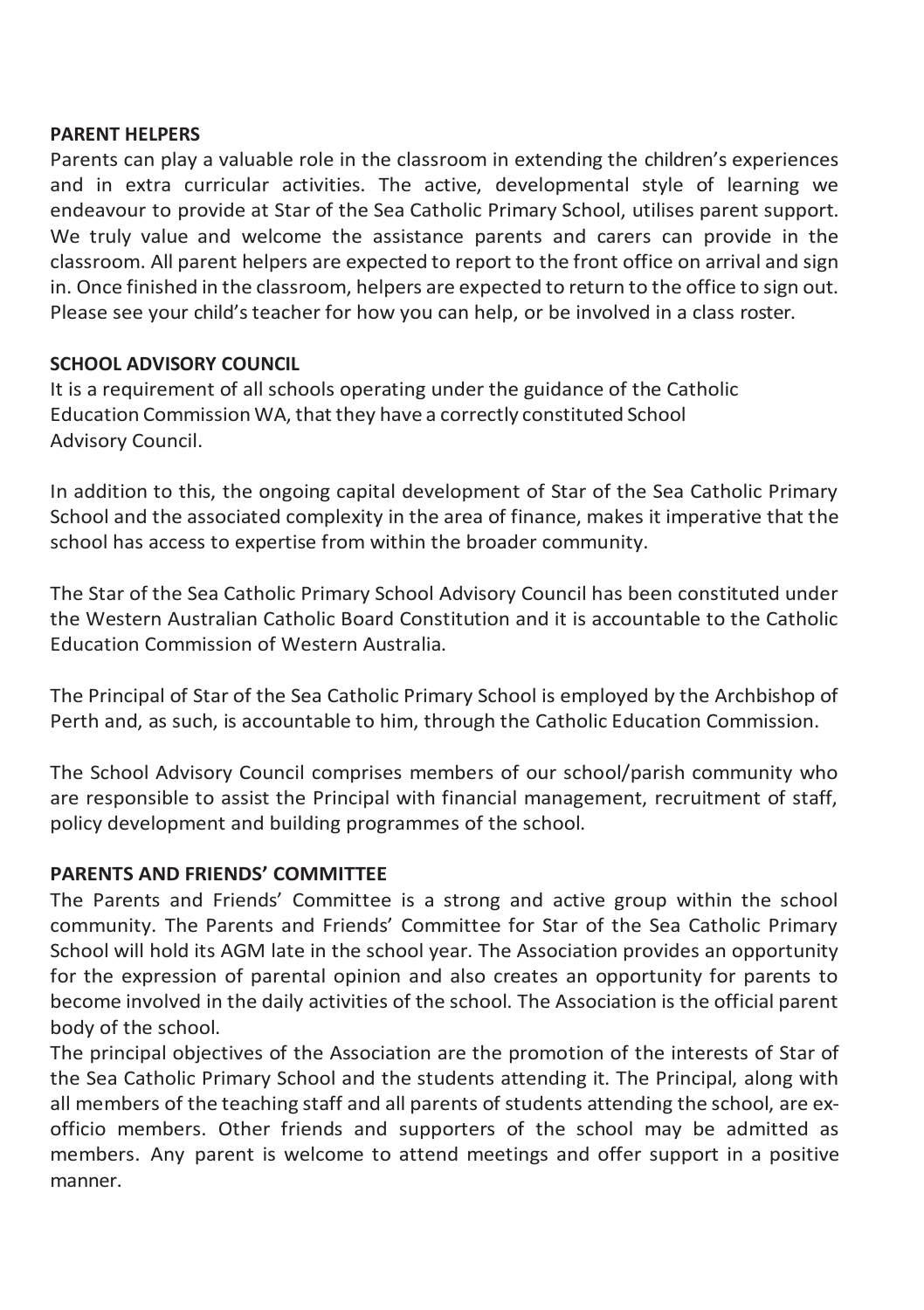## PARENT HELPERS

Parents can play a valuable role in the classroom in extending the children's experiences and in extra curricular activities. The active, developmental style of learning we endeavour to provide at Star of the Sea Catholic Primary School, utilises parent support. We truly value and welcome the assistance parents and carers can provide in the classroom. All parent helpers are expected to report to the front office on arrival and sign in. Once finished in the classroom, helpers are expected to return to the office to sign out. Please see your child's teacher for how you can help, or be involved in a class roster.

## SCHOOL ADVISORY COUNCIL

It is a requirement of all schools operating under the guidance of the Catholic Education Commission WA, that they have a correctly constituted School Advisory Council.

In addition to this, the ongoing capital development of Star of the Sea Catholic Primary School and the associated complexity in the area of finance, makes it imperative that the school has access to expertise from within the broader community.

The Star of the Sea Catholic Primary School Advisory Council has been constituted under the Western Australian Catholic Board Constitution and it is accountable to the Catholic Education Commission of Western Australia.

The Principal of Star of the Sea Catholic Primary School is employed by the Archbishop of Perth and, as such, is accountable to him, through the Catholic Education Commission.

The School Advisory Council comprises members of our school/parish community who are responsible to assist the Principal with financial management, recruitment of staff, policy development and building programmes of the school.

## PARENTS AND FRIENDS' COMMITTEE

The Parents and Friends' Committee is a strong and active group within the school community. The Parents and Friends' Committee for Star of the Sea Catholic Primary School will hold its AGM late in the school year. The Association provides an opportunity for the expression of parental opinion and also creates an opportunity for parents to become involved in the daily activities of the school. The Association is the official parent body of the school.

The principal objectives of the Association are the promotion of the interests of Star of the Sea Catholic Primary School and the students attending it. The Principal, along with all members of the teaching staff and all parents of students attending the school, are ex-officio members. Other friends and supporters of the school may be admitted as members. Any parent is welcome to attend meetings and offer support in a positive manner.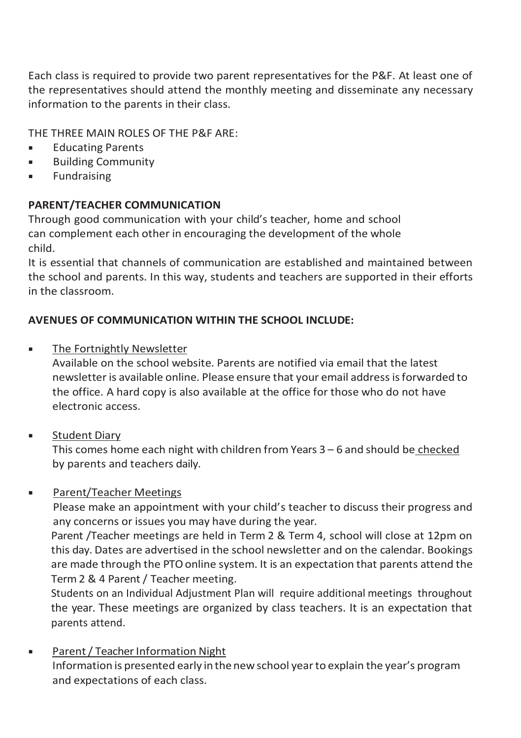Each class is required to provide two parent representatives for the P&F. At least one of the representatives should attend the monthly meeting and disseminate any necessary information to the parents in their class.

THE THREE MAIN ROLES OF THE P&F ARE:

- Educating Parents
- Building Community
- Fundraising

**PARENT/TEACHER COMMUNICATION**

Through good communication with your child's teacher, home and school can complement each other in encouraging the development of the whole child.

It is essential that channels of communication are established and maintained between the school and parents. In this way, students and teachers are supported in their efforts in the classroom.

**AVENUES OF COMMUNICATION WITHIN THE SCHOOL INCLUDE:**

- The Fortnightly Newsletter

  Available on the school website. Parents are notified via email that the latest newsletter is available online. Please ensure that your email address is forwarded to the office. A hard copy is also available at the office for those who do not have electronic access.

- Student Diary

  This comes home each night with children from Years 3 – 6 and should be checked by parents and teachers daily.

- Parent/Teacher Meetings

  Please make an appointment with your child's teacher to discuss their progress and any concerns or issues you may have during the year.

  Parent /Teacher meetings are held in Term 2 & Term 4, school will close at 12pm on this day. Dates are advertised in the school newsletter and on the calendar. Bookings are made through the PTO online system. It is an expectation that parents attend the Term 2 & 4 Parent / Teacher meeting.

  Students on an Individual Adjustment Plan will require additional meetings throughout the year. These meetings are organized by class teachers. It is an expectation that parents attend.

- Parent / Teacher Information Night

  Information is presented early in the new school year to explain the year's program and expectations of each class.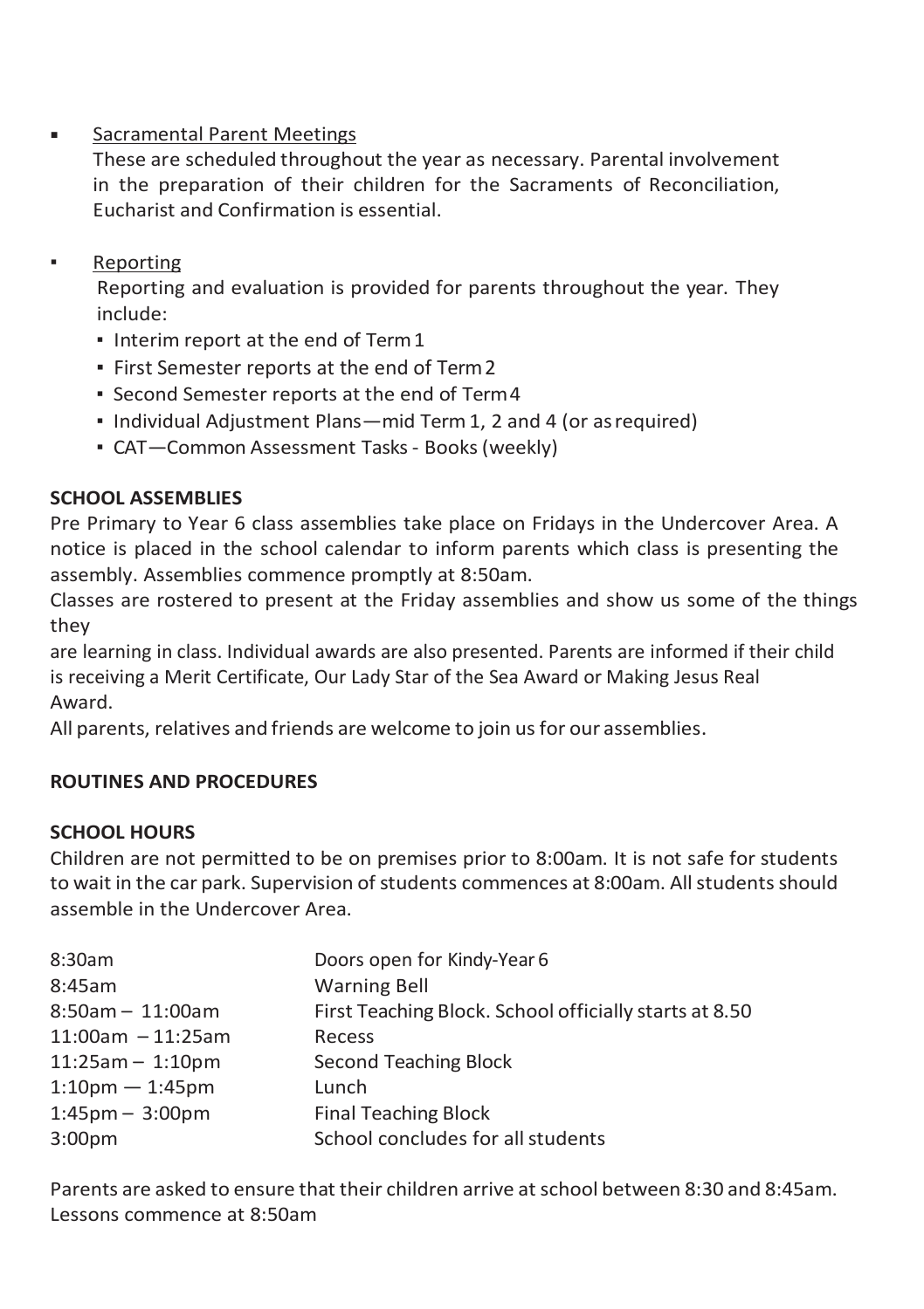- <u>Sacramental Parent Meetings</u>

  These are scheduled throughout the year as necessary. Parental involvement in the preparation of their children for the Sacraments of Reconciliation, Eucharist and Confirmation is essential.

- <u>Reporting</u>

  Reporting and evaluation is provided for parents throughout the year. They include:
  - Interim report at the end of Term 1
  - First Semester reports at the end of Term 2
  - Second Semester reports at the end of Term 4
  - Individual Adjustment Plans—mid Term 1, 2 and 4 (or as required)
  - CAT—Common Assessment Tasks - Books (weekly)

**SCHOOL ASSEMBLIES**

Pre Primary to Year 6 class assemblies take place on Fridays in the Undercover Area. A notice is placed in the school calendar to inform parents which class is presenting the assembly. Assemblies commence promptly at 8:50am.

Classes are rostered to present at the Friday assemblies and show us some of the things they are learning in class. Individual awards are also presented. Parents are informed if their child is receiving a Merit Certificate, Our Lady Star of the Sea Award or Making Jesus Real Award.

All parents, relatives and friends are welcome to join us for our assemblies.

**ROUTINES AND PROCEDURES**

**SCHOOL HOURS**

Children are not permitted to be on premises prior to 8:00am. It is not safe for students to wait in the car park. Supervision of students commences at 8:00am. All students should assemble in the Undercover Area.

| | |
|---|---|
| 8:30am | Doors open for Kindy-Year 6 |
| 8:45am | Warning Bell |
| 8:50am – 11:00am | First Teaching Block. School officially starts at 8.50 |
| 11:00am – 11:25am | Recess |
| 11:25am – 1:10pm | Second Teaching Block |
| 1:10pm — 1:45pm | Lunch |
| 1:45pm – 3:00pm | Final Teaching Block |
| 3:00pm | School concludes for all students |

Parents are asked to ensure that their children arrive at school between 8:30 and 8:45am. Lessons commence at 8:50am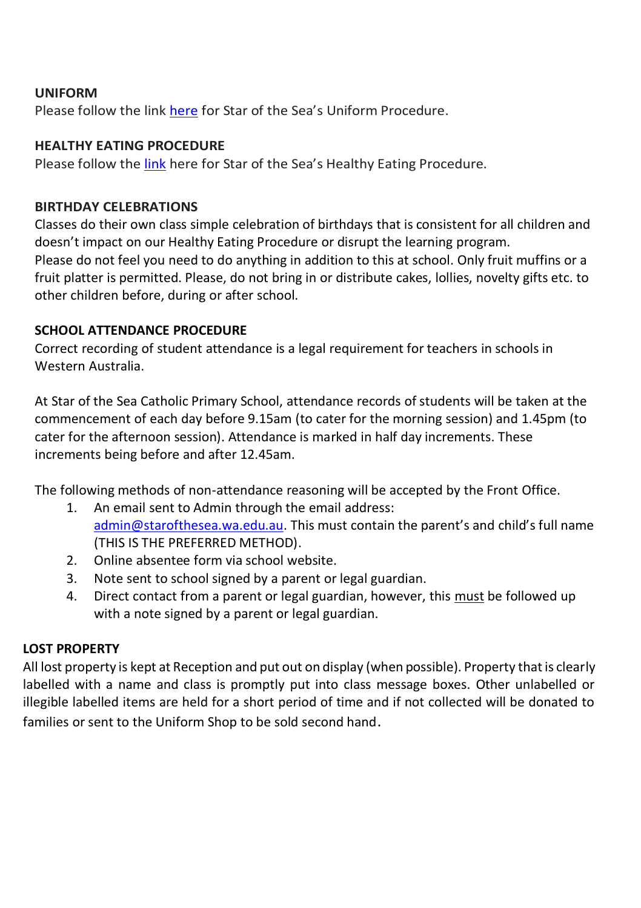## UNIFORM

Please follow the link here for Star of the Sea's Uniform Procedure.

## HEALTHY EATING PROCEDURE

Please follow the link here for Star of the Sea's Healthy Eating Procedure.

## BIRTHDAY CELEBRATIONS

Classes do their own class simple celebration of birthdays that is consistent for all children and doesn't impact on our Healthy Eating Procedure or disrupt the learning program.
Please do not feel you need to do anything in addition to this at school. Only fruit muffins or a fruit platter is permitted. Please, do not bring in or distribute cakes, lollies, novelty gifts etc. to other children before, during or after school.

## SCHOOL ATTENDANCE PROCEDURE

Correct recording of student attendance is a legal requirement for teachers in schools in Western Australia.

At Star of the Sea Catholic Primary School, attendance records of students will be taken at the commencement of each day before 9.15am (to cater for the morning session) and 1.45pm (to cater for the afternoon session). Attendance is marked in half day increments. These increments being before and after 12.45am.

The following methods of non-attendance reasoning will be accepted by the Front Office.

1. An email sent to Admin through the email address: admin@starofthesea.wa.edu.au. This must contain the parent's and child's full name (THIS IS THE PREFERRED METHOD).
2. Online absentee form via school website.
3. Note sent to school signed by a parent or legal guardian.
4. Direct contact from a parent or legal guardian, however, this <u>must</u> be followed up with a note signed by a parent or legal guardian.

## LOST PROPERTY

All lost property is kept at Reception and put out on display (when possible). Property that is clearly labelled with a name and class is promptly put into class message boxes. Other unlabelled or illegible labelled items are held for a short period of time and if not collected will be donated to families or sent to the Uniform Shop to be sold second hand.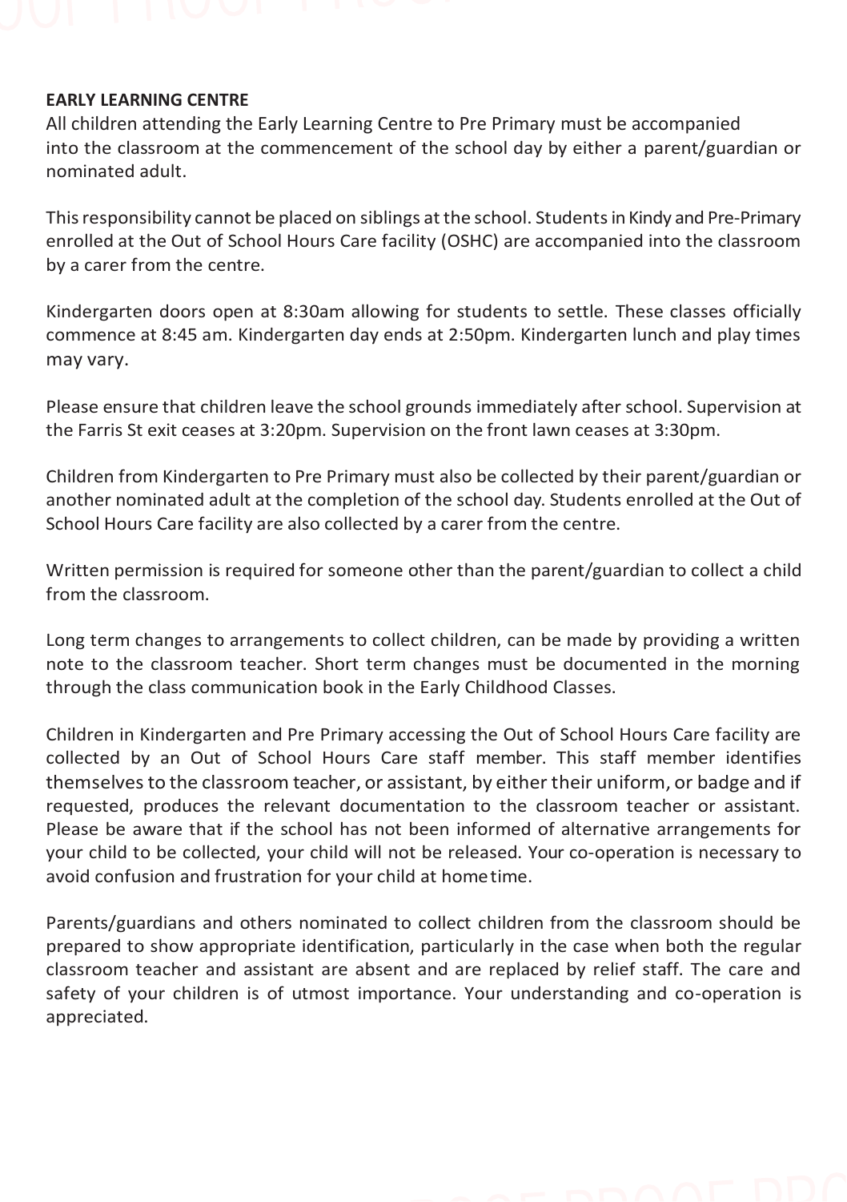**EARLY LEARNING CENTRE**

All children attending the Early Learning Centre to Pre Primary must be accompanied into the classroom at the commencement of the school day by either a parent/guardian or nominated adult.

This responsibility cannot be placed on siblings at the school. Students in Kindy and Pre-Primary enrolled at the Out of School Hours Care facility (OSHC) are accompanied into the classroom by a carer from the centre.

Kindergarten doors open at 8:30am allowing for students to settle. These classes officially commence at 8:45 am. Kindergarten day ends at 2:50pm. Kindergarten lunch and play times may vary.

Please ensure that children leave the school grounds immediately after school. Supervision at the Farris St exit ceases at 3:20pm. Supervision on the front lawn ceases at 3:30pm.

Children from Kindergarten to Pre Primary must also be collected by their parent/guardian or another nominated adult at the completion of the school day. Students enrolled at the Out of School Hours Care facility are also collected by a carer from the centre.

Written permission is required for someone other than the parent/guardian to collect a child from the classroom.

Long term changes to arrangements to collect children, can be made by providing a written note to the classroom teacher. Short term changes must be documented in the morning through the class communication book in the Early Childhood Classes.

Children in Kindergarten and Pre Primary accessing the Out of School Hours Care facility are collected by an Out of School Hours Care staff member. This staff member identifies themselves to the classroom teacher, or assistant, by either their uniform, or badge and if requested, produces the relevant documentation to the classroom teacher or assistant. Please be aware that if the school has not been informed of alternative arrangements for your child to be collected, your child will not be released. Your co-operation is necessary to avoid confusion and frustration for your child at home time.

Parents/guardians and others nominated to collect children from the classroom should be prepared to show appropriate identification, particularly in the case when both the regular classroom teacher and assistant are absent and are replaced by relief staff. The care and safety of your children is of utmost importance. Your understanding and co-operation is appreciated.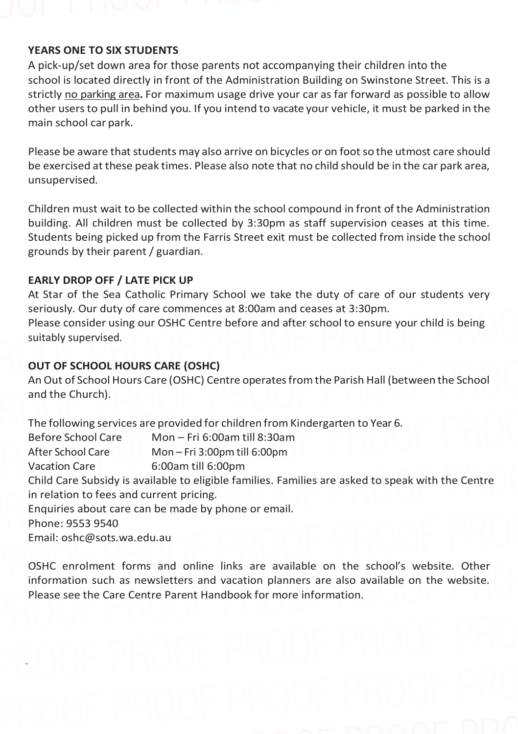**YEARS ONE TO SIX STUDENTS**

A pick-up/set down area for those parents not accompanying their children into the school is located directly in front of the Administration Building on Swinstone Street. This is a strictly no parking area**.** For maximum usage drive your car as far forward as possible to allow other users to pull in behind you. If you intend to vacate your vehicle, it must be parked in the main school car park.

Please be aware that students may also arrive on bicycles or on foot so the utmost care should be exercised at these peak times. Please also note that no child should be in the car park area, unsupervised.

Children must wait to be collected within the school compound in front of the Administration building. All children must be collected by 3:30pm as staff supervision ceases at this time. Students being picked up from the Farris Street exit must be collected from inside the school grounds by their parent / guardian.

**EARLY DROP OFF / LATE PICK UP**

At Star of the Sea Catholic Primary School we take the duty of care of our students very seriously. Our duty of care commences at 8:00am and ceases at 3:30pm.

Please consider using our OSHC Centre before and after school to ensure your child is being suitably supervised.

**OUT OF SCHOOL HOURS CARE (OSHC)**

An Out of School Hours Care (OSHC) Centre operates from the Parish Hall (between the School and the Church).

The following services are provided for children from Kindergarten to Year 6.

| | |
|---|---|
| Before School Care | Mon – Fri 6:00am till 8:30am |
| After School Care | Mon – Fri 3:00pm till 6:00pm |
| Vacation Care | 6:00am till 6:00pm |

Child Care Subsidy is available to eligible families. Families are asked to speak with the Centre in relation to fees and current pricing.

Enquiries about care can be made by phone or email.

Phone: 9553 9540

Email: oshc@sots.wa.edu.au

OSHC enrolment forms and online links are available on the school's website. Other information such as newsletters and vacation planners are also available on the website. Please see the Care Centre Parent Handbook for more information.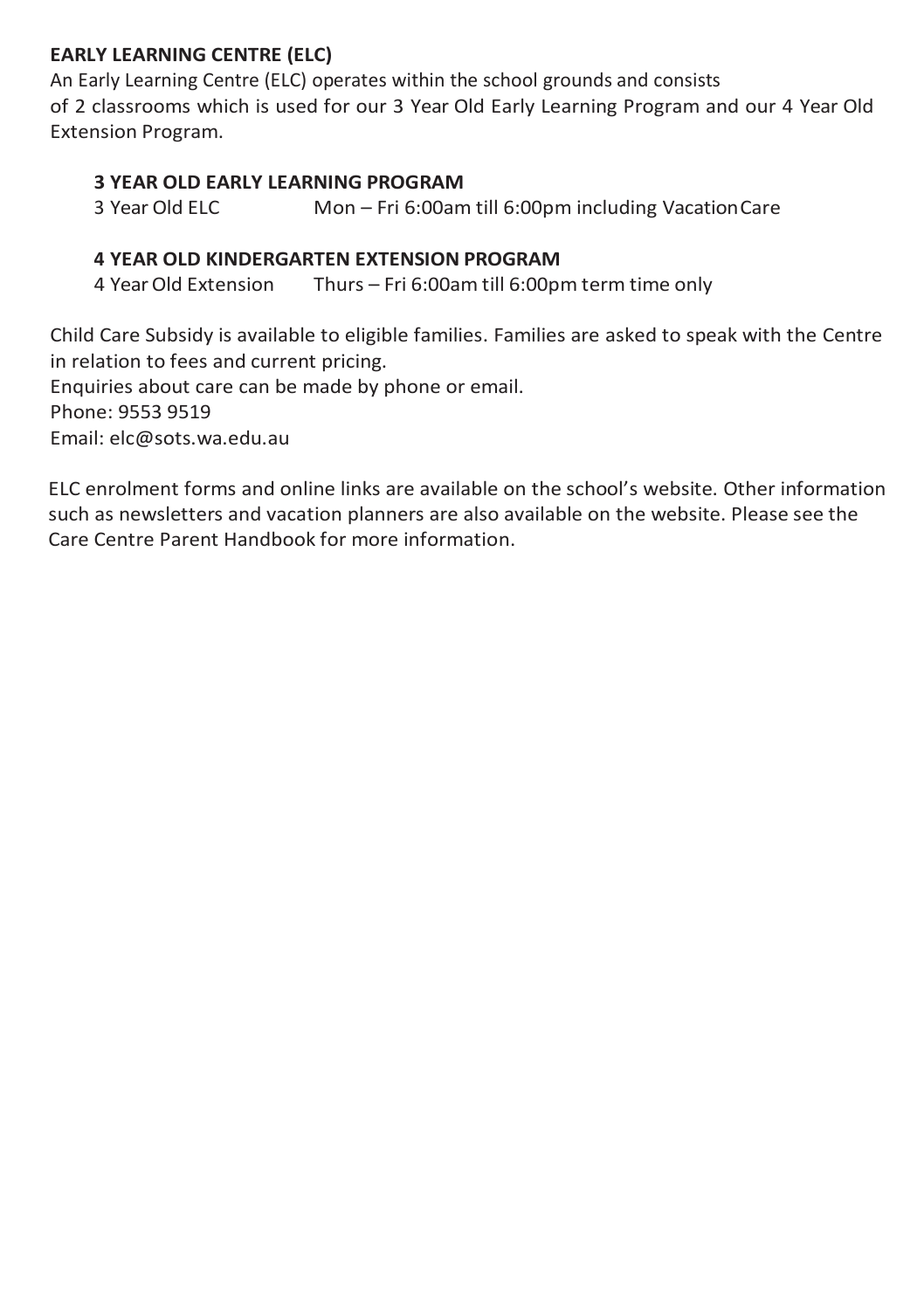## EARLY LEARNING CENTRE (ELC)

An Early Learning Centre (ELC) operates within the school grounds and consists of 2 classrooms which is used for our 3 Year Old Early Learning Program and our 4 Year Old Extension Program.

### 3 YEAR OLD EARLY LEARNING PROGRAM

| | |
|---|---|
| 3 Year Old ELC | Mon – Fri 6:00am till 6:00pm including Vacation Care |

### 4 YEAR OLD KINDERGARTEN EXTENSION PROGRAM

| | |
|---|---|
| 4 Year Old Extension | Thurs – Fri 6:00am till 6:00pm term time only |

Child Care Subsidy is available to eligible families. Families are asked to speak with the Centre in relation to fees and current pricing.

Enquiries about care can be made by phone or email.

Phone: 9553 9519

Email: elc@sots.wa.edu.au

ELC enrolment forms and online links are available on the school's website. Other information such as newsletters and vacation planners are also available on the website. Please see the Care Centre Parent Handbook for more information.